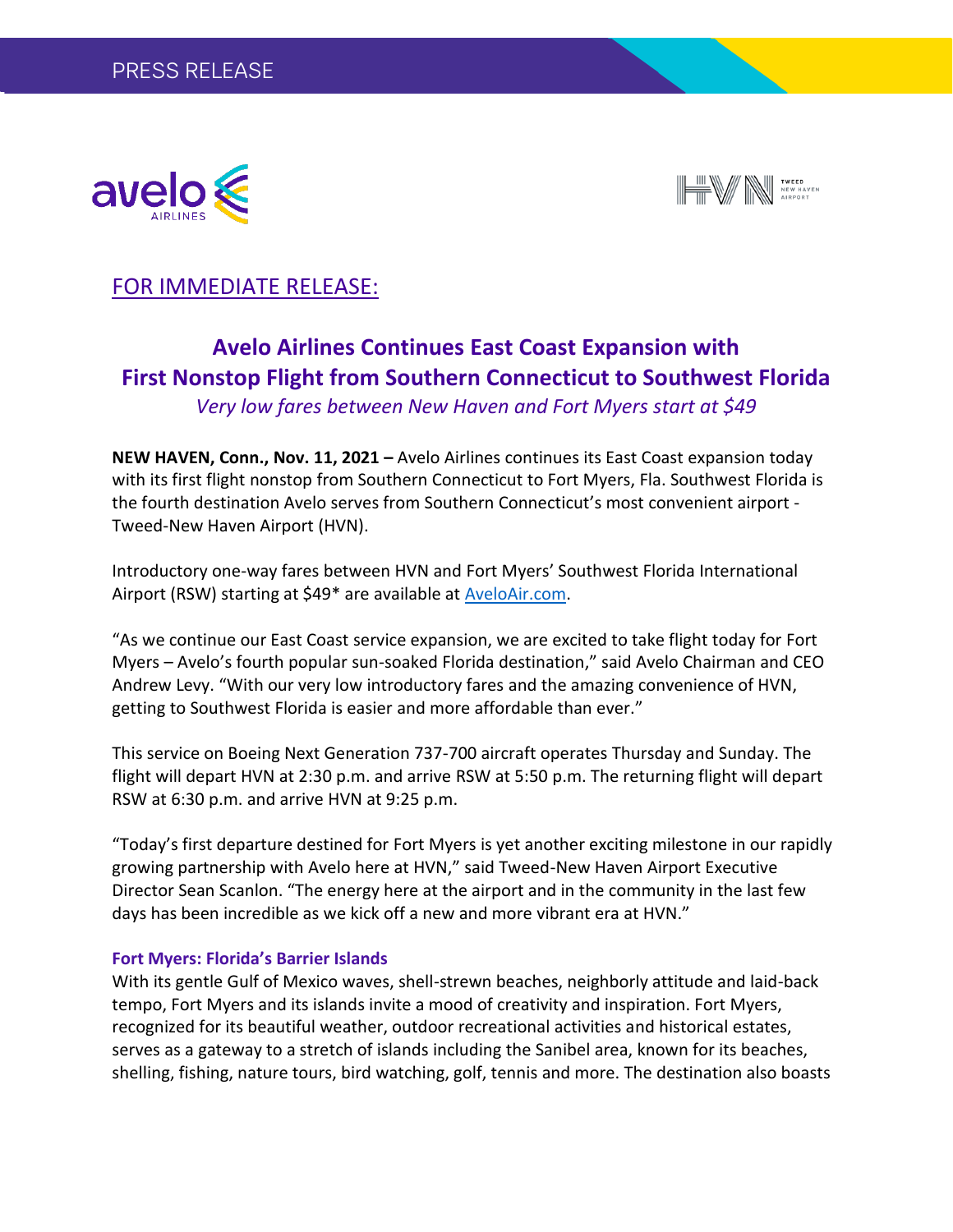PRESS RELEASE

FOR IMMEDIATE RELEASE:

# Avelo Airlines Continues East Coast Expansion with First Nonstop Flight from Southern Connecticut to Southwest Florida

*Very low fares between New Haven and Fort Myers start at $49*

**NEW HAVEN, Conn., Nov. 11, 2021 –** Avelo Airlines continues its East Coast expansion today with its first flight nonstop from Southern Connecticut to Fort Myers, Fla. Southwest Florida is the fourth destination Avelo serves from Southern Connecticut's most convenient airport - Tweed-New Haven Airport (HVN).

Introductory one-way fares between HVN and Fort Myers' Southwest Florida International Airport (RSW) starting at $49* are available at AveloAir.com.

"As we continue our East Coast service expansion, we are excited to take flight today for Fort Myers – Avelo's fourth popular sun-soaked Florida destination," said Avelo Chairman and CEO Andrew Levy. "With our very low introductory fares and the amazing convenience of HVN, getting to Southwest Florida is easier and more affordable than ever."

This service on Boeing Next Generation 737-700 aircraft operates Thursday and Sunday. The flight will depart HVN at 2:30 p.m. and arrive RSW at 5:50 p.m. The returning flight will depart RSW at 6:30 p.m. and arrive HVN at 9:25 p.m.

"Today's first departure destined for Fort Myers is yet another exciting milestone in our rapidly growing partnership with Avelo here at HVN," said Tweed-New Haven Airport Executive Director Sean Scanlon. "The energy here at the airport and in the community in the last few days has been incredible as we kick off a new and more vibrant era at HVN."

### Fort Myers: Florida's Barrier Islands

With its gentle Gulf of Mexico waves, shell-strewn beaches, neighborly attitude and laid-back tempo, Fort Myers and its islands invite a mood of creativity and inspiration. Fort Myers, recognized for its beautiful weather, outdoor recreational activities and historical estates, serves as a gateway to a stretch of islands including the Sanibel area, known for its beaches, shelling, fishing, nature tours, bird watching, golf, tennis and more. The destination also boasts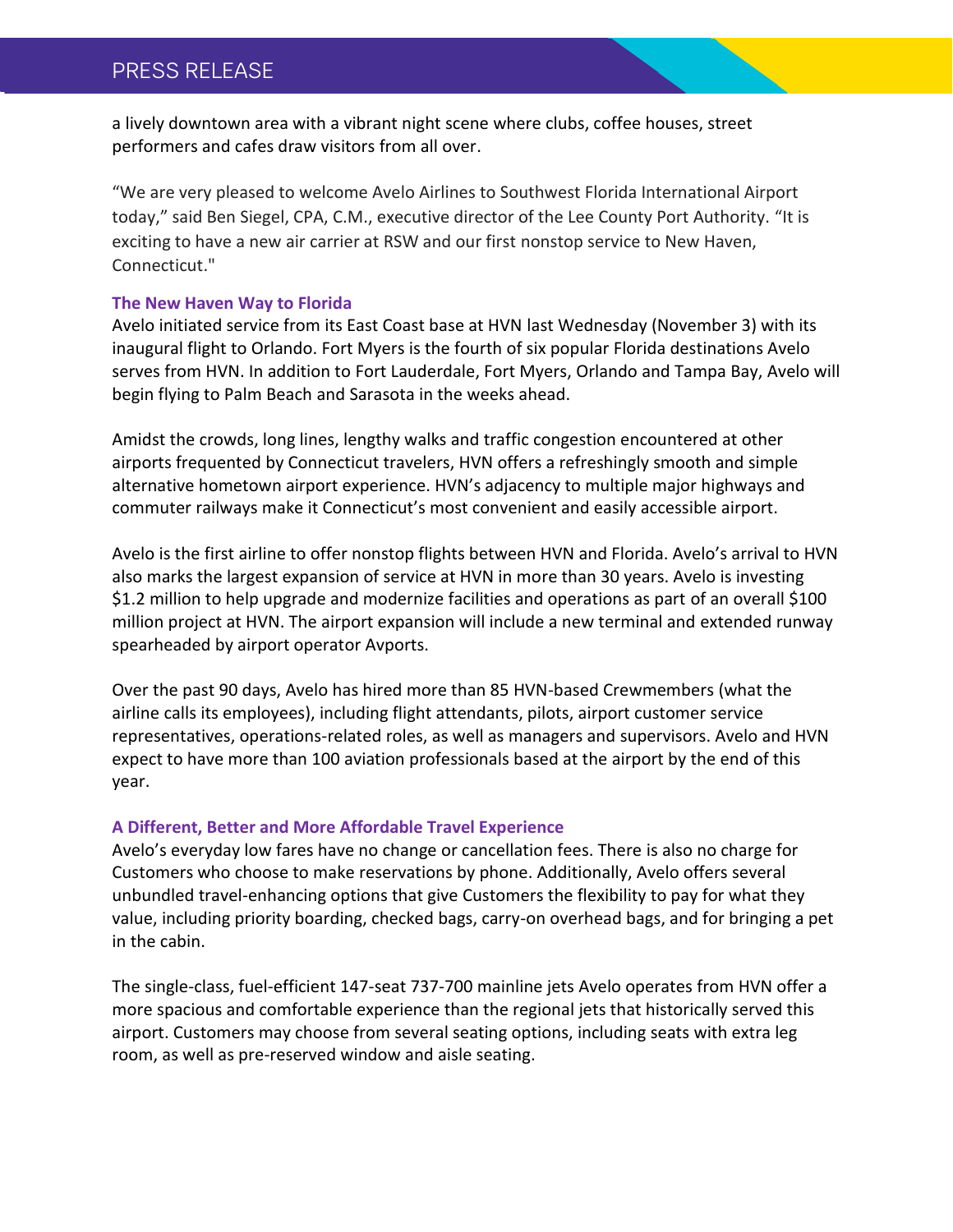a lively downtown area with a vibrant night scene where clubs, coffee houses, street performers and cafes draw visitors from all over.

"We are very pleased to welcome Avelo Airlines to Southwest Florida International Airport today," said Ben Siegel, CPA, C.M., executive director of the Lee County Port Authority. "It is exciting to have a new air carrier at RSW and our first nonstop service to New Haven, Connecticut."

**The New Haven Way to Florida**

Avelo initiated service from its East Coast base at HVN last Wednesday (November 3) with its inaugural flight to Orlando. Fort Myers is the fourth of six popular Florida destinations Avelo serves from HVN. In addition to Fort Lauderdale, Fort Myers, Orlando and Tampa Bay, Avelo will begin flying to Palm Beach and Sarasota in the weeks ahead.

Amidst the crowds, long lines, lengthy walks and traffic congestion encountered at other airports frequented by Connecticut travelers, HVN offers a refreshingly smooth and simple alternative hometown airport experience. HVN's adjacency to multiple major highways and commuter railways make it Connecticut's most convenient and easily accessible airport.

Avelo is the first airline to offer nonstop flights between HVN and Florida. Avelo's arrival to HVN also marks the largest expansion of service at HVN in more than 30 years. Avelo is investing $1.2 million to help upgrade and modernize facilities and operations as part of an overall $100 million project at HVN. The airport expansion will include a new terminal and extended runway spearheaded by airport operator Avports.

Over the past 90 days, Avelo has hired more than 85 HVN-based Crewmembers (what the airline calls its employees), including flight attendants, pilots, airport customer service representatives, operations-related roles, as well as managers and supervisors. Avelo and HVN expect to have more than 100 aviation professionals based at the airport by the end of this year.

**A Different, Better and More Affordable Travel Experience**

Avelo's everyday low fares have no change or cancellation fees. There is also no charge for Customers who choose to make reservations by phone. Additionally, Avelo offers several unbundled travel-enhancing options that give Customers the flexibility to pay for what they value, including priority boarding, checked bags, carry-on overhead bags, and for bringing a pet in the cabin.

The single-class, fuel-efficient 147-seat 737-700 mainline jets Avelo operates from HVN offer a more spacious and comfortable experience than the regional jets that historically served this airport. Customers may choose from several seating options, including seats with extra leg room, as well as pre-reserved window and aisle seating.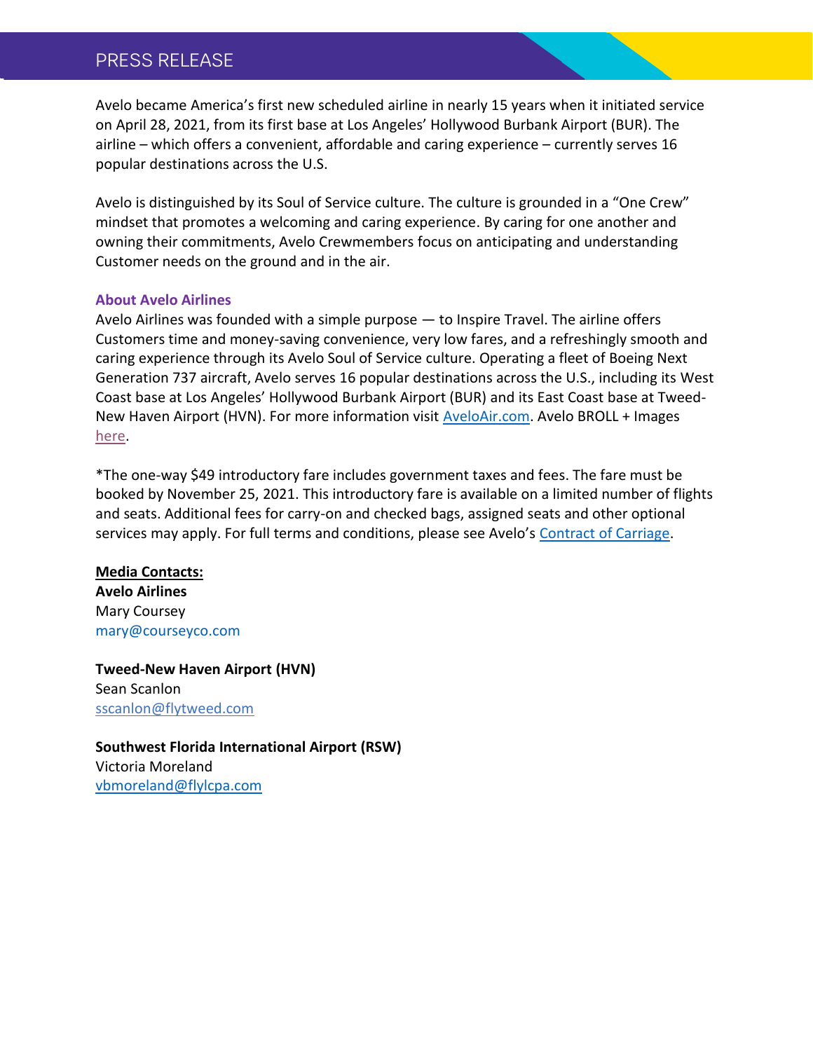Avelo became America's first new scheduled airline in nearly 15 years when it initiated service on April 28, 2021, from its first base at Los Angeles' Hollywood Burbank Airport (BUR). The airline – which offers a convenient, affordable and caring experience – currently serves 16 popular destinations across the U.S.

Avelo is distinguished by its Soul of Service culture. The culture is grounded in a "One Crew" mindset that promotes a welcoming and caring experience. By caring for one another and owning their commitments, Avelo Crewmembers focus on anticipating and understanding Customer needs on the ground and in the air.

**About Avelo Airlines**

Avelo Airlines was founded with a simple purpose — to Inspire Travel. The airline offers Customers time and money-saving convenience, very low fares, and a refreshingly smooth and caring experience through its Avelo Soul of Service culture. Operating a fleet of Boeing Next Generation 737 aircraft, Avelo serves 16 popular destinations across the U.S., including its West Coast base at Los Angeles' Hollywood Burbank Airport (BUR) and its East Coast base at Tweed-New Haven Airport (HVN). For more information visit AveloAir.com. Avelo BROLL + Images here.

*The one-way $49 introductory fare includes government taxes and fees. The fare must be booked by November 25, 2021. This introductory fare is available on a limited number of flights and seats. Additional fees for carry-on and checked bags, assigned seats and other optional services may apply. For full terms and conditions, please see Avelo's Contract of Carriage.

**Media Contacts:**

**Avelo Airlines**
Mary Coursey
mary@courseyco.com

**Tweed-New Haven Airport (HVN)**
Sean Scanlon
sscanlon@flytweed.com

**Southwest Florida International Airport (RSW)**
Victoria Moreland
vbmoreland@flylcpa.com